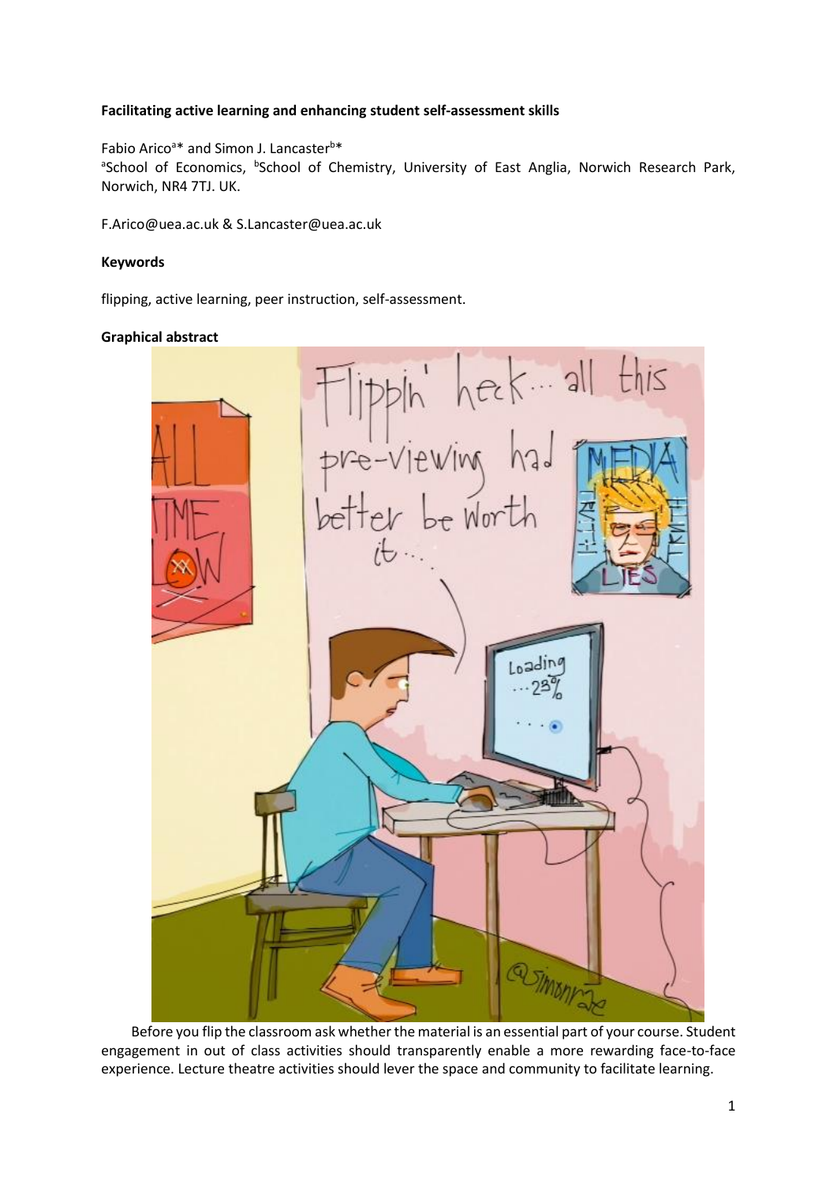**Facilitating active learning and enhancing student self-assessment skills**

Fabio Arico[a]* and Simon J. Lancaster[b]*

[a]School of Economics, [b]School of Chemistry, University of East Anglia, Norwich Research Park, Norwich, NR4 7TJ. UK.

F.Arico@uea.ac.uk & S.Lancaster@uea.ac.uk

**Keywords**

flipping, active learning, peer instruction, self-assessment.

**Graphical abstract**

Before you flip the classroom ask whether the material is an essential part of your course. Student engagement in out of class activities should transparently enable a more rewarding face-to-face experience. Lecture theatre activities should lever the space and community to facilitate learning.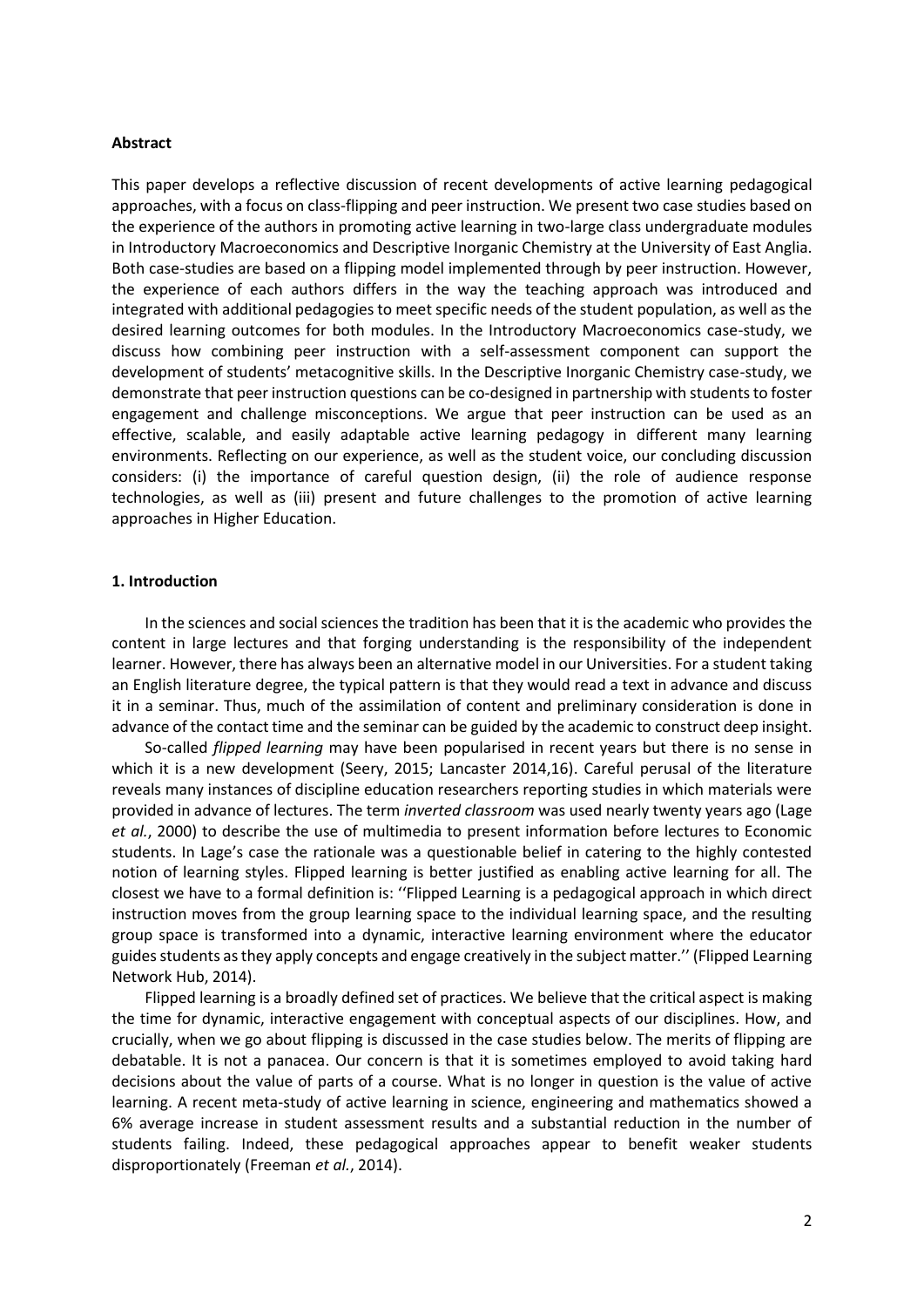**Abstract**

This paper develops a reflective discussion of recent developments of active learning pedagogical approaches, with a focus on class-flipping and peer instruction. We present two case studies based on the experience of the authors in promoting active learning in two-large class undergraduate modules in Introductory Macroeconomics and Descriptive Inorganic Chemistry at the University of East Anglia. Both case-studies are based on a flipping model implemented through by peer instruction. However, the experience of each authors differs in the way the teaching approach was introduced and integrated with additional pedagogies to meet specific needs of the student population, as well as the desired learning outcomes for both modules. In the Introductory Macroeconomics case-study, we discuss how combining peer instruction with a self-assessment component can support the development of students' metacognitive skills. In the Descriptive Inorganic Chemistry case-study, we demonstrate that peer instruction questions can be co-designed in partnership with students to foster engagement and challenge misconceptions. We argue that peer instruction can be used as an effective, scalable, and easily adaptable active learning pedagogy in different many learning environments. Reflecting on our experience, as well as the student voice, our concluding discussion considers: (i) the importance of careful question design, (ii) the role of audience response technologies, as well as (iii) present and future challenges to the promotion of active learning approaches in Higher Education.

## 1. Introduction

In the sciences and social sciences the tradition has been that it is the academic who provides the content in large lectures and that forging understanding is the responsibility of the independent learner. However, there has always been an alternative model in our Universities. For a student taking an English literature degree, the typical pattern is that they would read a text in advance and discuss it in a seminar. Thus, much of the assimilation of content and preliminary consideration is done in advance of the contact time and the seminar can be guided by the academic to construct deep insight.

So-called *flipped learning* may have been popularised in recent years but there is no sense in which it is a new development (Seery, 2015; Lancaster 2014,16). Careful perusal of the literature reveals many instances of discipline education researchers reporting studies in which materials were provided in advance of lectures. The term *inverted classroom* was used nearly twenty years ago (Lage *et al.*, 2000) to describe the use of multimedia to present information before lectures to Economic students. In Lage's case the rationale was a questionable belief in catering to the highly contested notion of learning styles. Flipped learning is better justified as enabling active learning for all. The closest we have to a formal definition is: ''Flipped Learning is a pedagogical approach in which direct instruction moves from the group learning space to the individual learning space, and the resulting group space is transformed into a dynamic, interactive learning environment where the educator guides students as they apply concepts and engage creatively in the subject matter.'' (Flipped Learning Network Hub, 2014).

Flipped learning is a broadly defined set of practices. We believe that the critical aspect is making the time for dynamic, interactive engagement with conceptual aspects of our disciplines. How, and crucially, when we go about flipping is discussed in the case studies below. The merits of flipping are debatable. It is not a panacea. Our concern is that it is sometimes employed to avoid taking hard decisions about the value of parts of a course. What is no longer in question is the value of active learning. A recent meta-study of active learning in science, engineering and mathematics showed a 6% average increase in student assessment results and a substantial reduction in the number of students failing. Indeed, these pedagogical approaches appear to benefit weaker students disproportionately (Freeman *et al.*, 2014).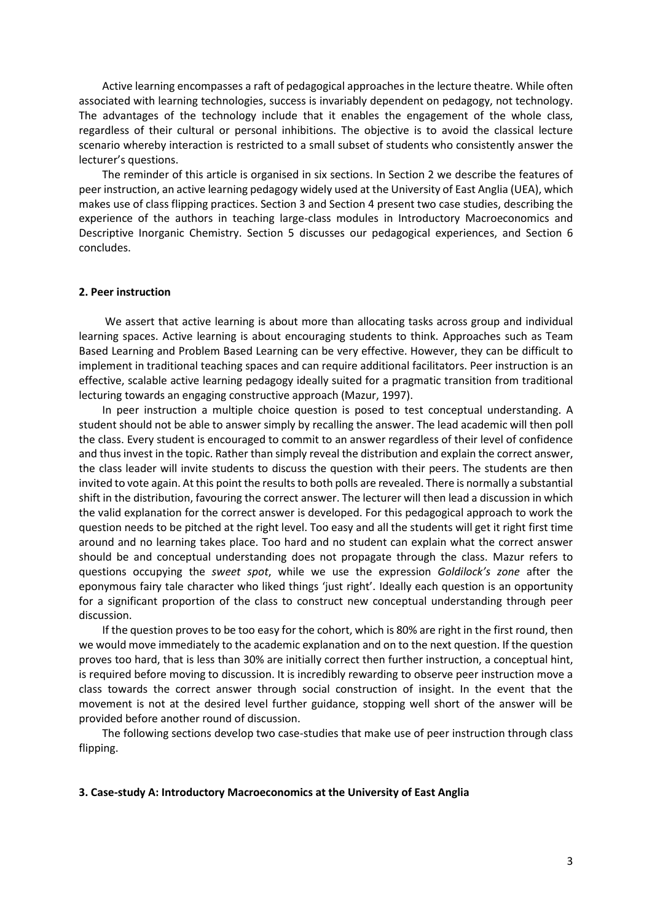Active learning encompasses a raft of pedagogical approaches in the lecture theatre. While often associated with learning technologies, success is invariably dependent on pedagogy, not technology. The advantages of the technology include that it enables the engagement of the whole class, regardless of their cultural or personal inhibitions. The objective is to avoid the classical lecture scenario whereby interaction is restricted to a small subset of students who consistently answer the lecturer's questions.

The reminder of this article is organised in six sections. In Section 2 we describe the features of peer instruction, an active learning pedagogy widely used at the University of East Anglia (UEA), which makes use of class flipping practices. Section 3 and Section 4 present two case studies, describing the experience of the authors in teaching large-class modules in Introductory Macroeconomics and Descriptive Inorganic Chemistry. Section 5 discusses our pedagogical experiences, and Section 6 concludes.

## 2. Peer instruction

We assert that active learning is about more than allocating tasks across group and individual learning spaces. Active learning is about encouraging students to think. Approaches such as Team Based Learning and Problem Based Learning can be very effective. However, they can be difficult to implement in traditional teaching spaces and can require additional facilitators. Peer instruction is an effective, scalable active learning pedagogy ideally suited for a pragmatic transition from traditional lecturing towards an engaging constructive approach (Mazur, 1997).

In peer instruction a multiple choice question is posed to test conceptual understanding. A student should not be able to answer simply by recalling the answer. The lead academic will then poll the class. Every student is encouraged to commit to an answer regardless of their level of confidence and thus invest in the topic. Rather than simply reveal the distribution and explain the correct answer, the class leader will invite students to discuss the question with their peers. The students are then invited to vote again. At this point the results to both polls are revealed. There is normally a substantial shift in the distribution, favouring the correct answer. The lecturer will then lead a discussion in which the valid explanation for the correct answer is developed. For this pedagogical approach to work the question needs to be pitched at the right level. Too easy and all the students will get it right first time around and no learning takes place. Too hard and no student can explain what the correct answer should be and conceptual understanding does not propagate through the class. Mazur refers to questions occupying the *sweet spot*, while we use the expression *Goldilock's zone* after the eponymous fairy tale character who liked things 'just right'. Ideally each question is an opportunity for a significant proportion of the class to construct new conceptual understanding through peer discussion.

If the question proves to be too easy for the cohort, which is 80% are right in the first round, then we would move immediately to the academic explanation and on to the next question. If the question proves too hard, that is less than 30% are initially correct then further instruction, a conceptual hint, is required before moving to discussion. It is incredibly rewarding to observe peer instruction move a class towards the correct answer through social construction of insight. In the event that the movement is not at the desired level further guidance, stopping well short of the answer will be provided before another round of discussion.

The following sections develop two case-studies that make use of peer instruction through class flipping.

## 3. Case-study A: Introductory Macroeconomics at the University of East Anglia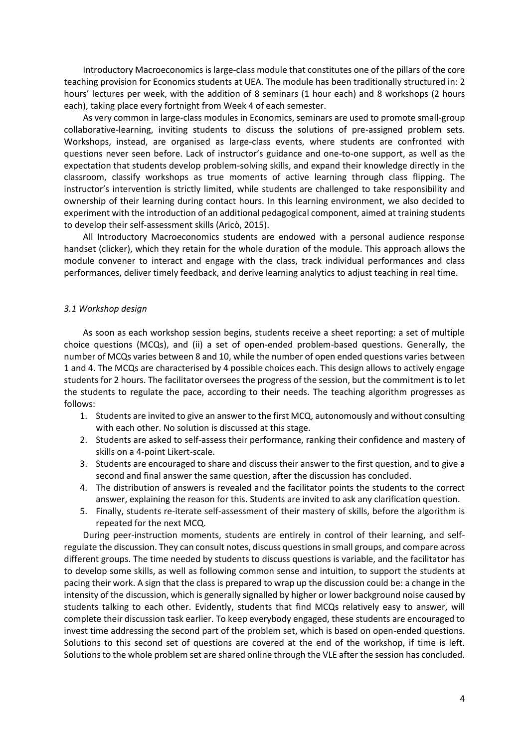Introductory Macroeconomics is large-class module that constitutes one of the pillars of the core teaching provision for Economics students at UEA. The module has been traditionally structured in: 2 hours' lectures per week, with the addition of 8 seminars (1 hour each) and 8 workshops (2 hours each), taking place every fortnight from Week 4 of each semester.

As very common in large-class modules in Economics, seminars are used to promote small-group collaborative-learning, inviting students to discuss the solutions of pre-assigned problem sets. Workshops, instead, are organised as large-class events, where students are confronted with questions never seen before. Lack of instructor's guidance and one-to-one support, as well as the expectation that students develop problem-solving skills, and expand their knowledge directly in the classroom, classify workshops as true moments of active learning through class flipping. The instructor's intervention is strictly limited, while students are challenged to take responsibility and ownership of their learning during contact hours. In this learning environment, we also decided to experiment with the introduction of an additional pedagogical component, aimed at training students to develop their self-assessment skills (Aricò, 2015).

All Introductory Macroeconomics students are endowed with a personal audience response handset (clicker), which they retain for the whole duration of the module. This approach allows the module convener to interact and engage with the class, track individual performances and class performances, deliver timely feedback, and derive learning analytics to adjust teaching in real time.

### *3.1 Workshop design*

As soon as each workshop session begins, students receive a sheet reporting: a set of multiple choice questions (MCQs), and (ii) a set of open-ended problem-based questions. Generally, the number of MCQs varies between 8 and 10, while the number of open ended questions varies between 1 and 4. The MCQs are characterised by 4 possible choices each. This design allows to actively engage students for 2 hours. The facilitator oversees the progress of the session, but the commitment is to let the students to regulate the pace, according to their needs. The teaching algorithm progresses as follows:

1. Students are invited to give an answer to the first MCQ, autonomously and without consulting with each other. No solution is discussed at this stage.
2. Students are asked to self-assess their performance, ranking their confidence and mastery of skills on a 4-point Likert-scale.
3. Students are encouraged to share and discuss their answer to the first question, and to give a second and final answer the same question, after the discussion has concluded.
4. The distribution of answers is revealed and the facilitator points the students to the correct answer, explaining the reason for this. Students are invited to ask any clarification question.
5. Finally, students re-iterate self-assessment of their mastery of skills, before the algorithm is repeated for the next MCQ.

During peer-instruction moments, students are entirely in control of their learning, and self-regulate the discussion. They can consult notes, discuss questions in small groups, and compare across different groups. The time needed by students to discuss questions is variable, and the facilitator has to develop some skills, as well as following common sense and intuition, to support the students at pacing their work. A sign that the class is prepared to wrap up the discussion could be: a change in the intensity of the discussion, which is generally signalled by higher or lower background noise caused by students talking to each other. Evidently, students that find MCQs relatively easy to answer, will complete their discussion task earlier. To keep everybody engaged, these students are encouraged to invest time addressing the second part of the problem set, which is based on open-ended questions. Solutions to this second set of questions are covered at the end of the workshop, if time is left. Solutions to the whole problem set are shared online through the VLE after the session has concluded.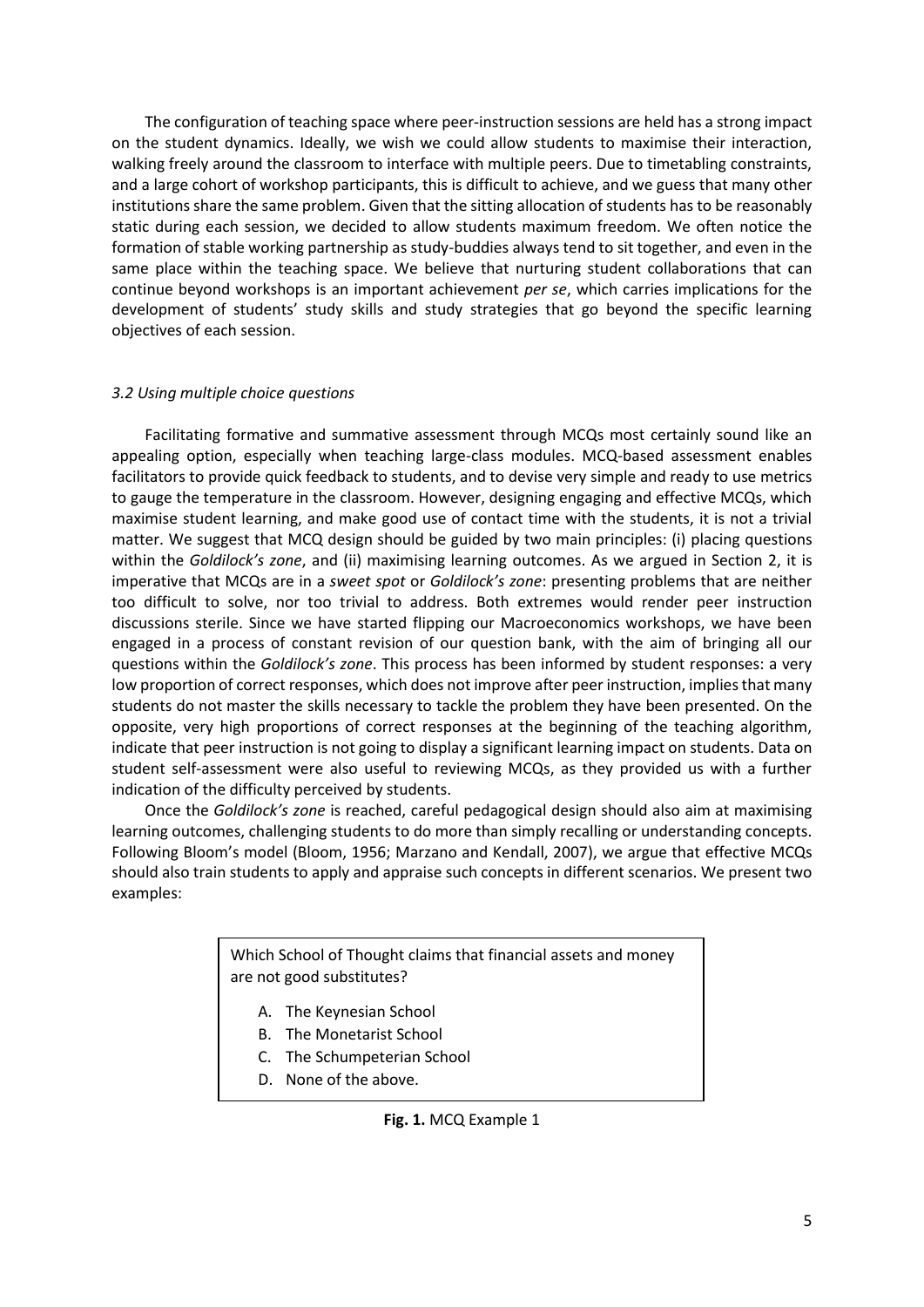The configuration of teaching space where peer-instruction sessions are held has a strong impact on the student dynamics. Ideally, we wish we could allow students to maximise their interaction, walking freely around the classroom to interface with multiple peers. Due to timetabling constraints, and a large cohort of workshop participants, this is difficult to achieve, and we guess that many other institutions share the same problem. Given that the sitting allocation of students has to be reasonably static during each session, we decided to allow students maximum freedom. We often notice the formation of stable working partnership as study-buddies always tend to sit together, and even in the same place within the teaching space. We believe that nurturing student collaborations that can continue beyond workshops is an important achievement *per se*, which carries implications for the development of students' study skills and study strategies that go beyond the specific learning objectives of each session.

### *3.2 Using multiple choice questions*

Facilitating formative and summative assessment through MCQs most certainly sound like an appealing option, especially when teaching large-class modules. MCQ-based assessment enables facilitators to provide quick feedback to students, and to devise very simple and ready to use metrics to gauge the temperature in the classroom. However, designing engaging and effective MCQs, which maximise student learning, and make good use of contact time with the students, it is not a trivial matter. We suggest that MCQ design should be guided by two main principles: (i) placing questions within the *Goldilock's zone*, and (ii) maximising learning outcomes. As we argued in Section 2, it is imperative that MCQs are in a *sweet spot* or *Goldilock's zone*: presenting problems that are neither too difficult to solve, nor too trivial to address. Both extremes would render peer instruction discussions sterile. Since we have started flipping our Macroeconomics workshops, we have been engaged in a process of constant revision of our question bank, with the aim of bringing all our questions within the *Goldilock's zone*. This process has been informed by student responses: a very low proportion of correct responses, which does not improve after peer instruction, implies that many students do not master the skills necessary to tackle the problem they have been presented. On the opposite, very high proportions of correct responses at the beginning of the teaching algorithm, indicate that peer instruction is not going to display a significant learning impact on students. Data on student self-assessment were also useful to reviewing MCQs, as they provided us with a further indication of the difficulty perceived by students.

Once the *Goldilock's zone* is reached, careful pedagogical design should also aim at maximising learning outcomes, challenging students to do more than simply recalling or understanding concepts. Following Bloom's model (Bloom, 1956; Marzano and Kendall, 2007), we argue that effective MCQs should also train students to apply and appraise such concepts in different scenarios. We present two examples:

> Which School of Thought claims that financial assets and money are not good substitutes?
>
> A. The Keynesian School
> B. The Monetarist School
> C. The Schumpeterian School
> D. None of the above.

**Fig. 1.** MCQ Example 1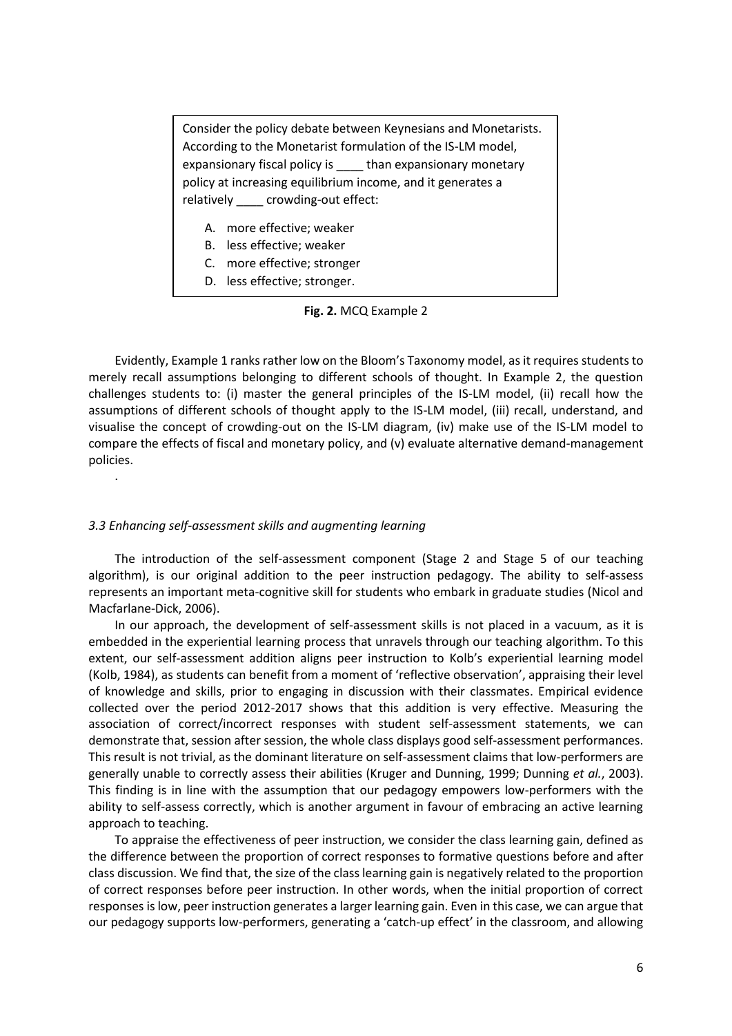Consider the policy debate between Keynesians and Monetarists. According to the Monetarist formulation of the IS-LM model, expansionary fiscal policy is ____ than expansionary monetary policy at increasing equilibrium income, and it generates a relatively ____ crowding-out effect:

A. more effective; weaker
B. less effective; weaker
C. more effective; stronger
D. less effective; stronger.

**Fig. 2.** MCQ Example 2

Evidently, Example 1 ranks rather low on the Bloom's Taxonomy model, as it requires students to merely recall assumptions belonging to different schools of thought. In Example 2, the question challenges students to: (i) master the general principles of the IS-LM model, (ii) recall how the assumptions of different schools of thought apply to the IS-LM model, (iii) recall, understand, and visualise the concept of crowding-out on the IS-LM diagram, (iv) make use of the IS-LM model to compare the effects of fiscal and monetary policy, and (v) evaluate alternative demand-management policies.

.

### *3.3 Enhancing self-assessment skills and augmenting learning*

The introduction of the self-assessment component (Stage 2 and Stage 5 of our teaching algorithm), is our original addition to the peer instruction pedagogy. The ability to self-assess represents an important meta-cognitive skill for students who embark in graduate studies (Nicol and Macfarlane-Dick, 2006).

In our approach, the development of self-assessment skills is not placed in a vacuum, as it is embedded in the experiential learning process that unravels through our teaching algorithm. To this extent, our self-assessment addition aligns peer instruction to Kolb's experiential learning model (Kolb, 1984), as students can benefit from a moment of 'reflective observation', appraising their level of knowledge and skills, prior to engaging in discussion with their classmates. Empirical evidence collected over the period 2012-2017 shows that this addition is very effective. Measuring the association of correct/incorrect responses with student self-assessment statements, we can demonstrate that, session after session, the whole class displays good self-assessment performances. This result is not trivial, as the dominant literature on self-assessment claims that low-performers are generally unable to correctly assess their abilities (Kruger and Dunning, 1999; Dunning *et al.*, 2003). This finding is in line with the assumption that our pedagogy empowers low-performers with the ability to self-assess correctly, which is another argument in favour of embracing an active learning approach to teaching.

To appraise the effectiveness of peer instruction, we consider the class learning gain, defined as the difference between the proportion of correct responses to formative questions before and after class discussion. We find that, the size of the class learning gain is negatively related to the proportion of correct responses before peer instruction. In other words, when the initial proportion of correct responses is low, peer instruction generates a larger learning gain. Even in this case, we can argue that our pedagogy supports low-performers, generating a 'catch-up effect' in the classroom, and allowing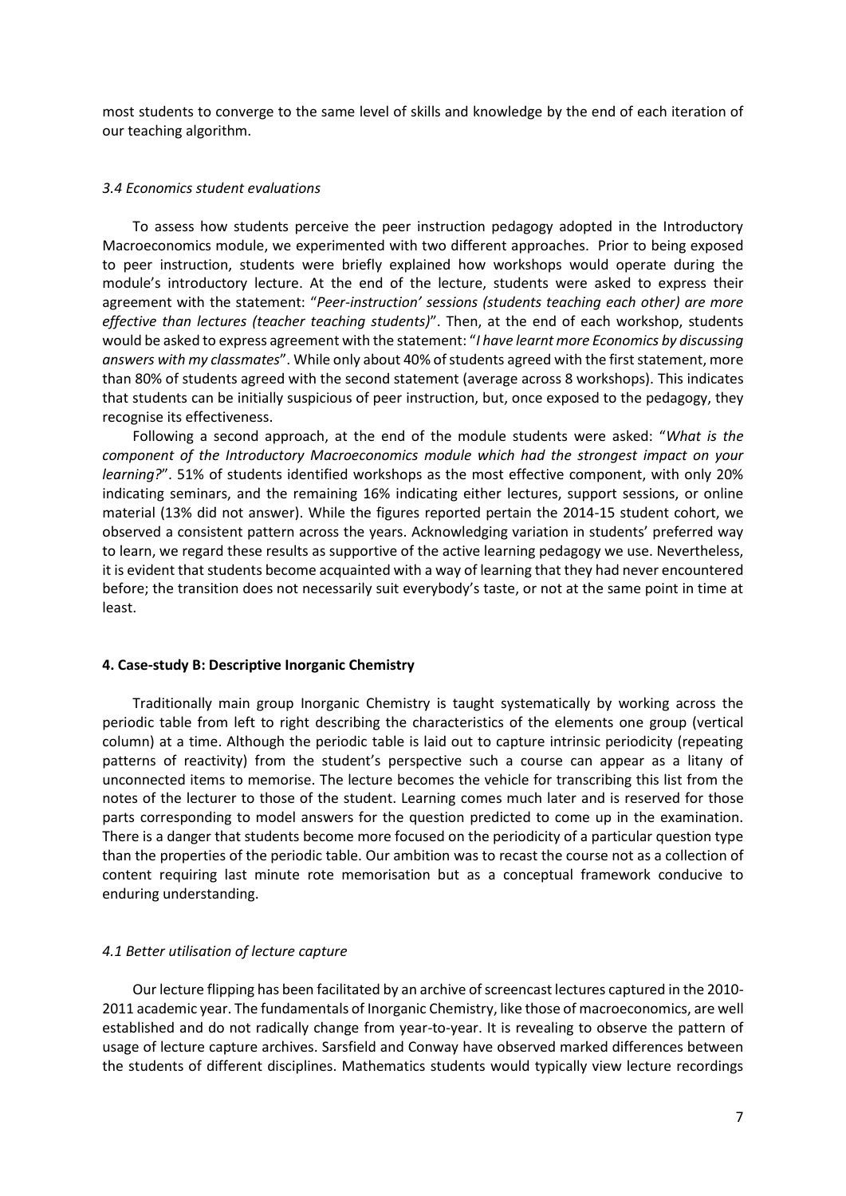most students to converge to the same level of skills and knowledge by the end of each iteration of our teaching algorithm.

### *3.4 Economics student evaluations*

To assess how students perceive the peer instruction pedagogy adopted in the Introductory Macroeconomics module, we experimented with two different approaches. Prior to being exposed to peer instruction, students were briefly explained how workshops would operate during the module's introductory lecture. At the end of the lecture, students were asked to express their agreement with the statement: "*Peer-instruction' sessions (students teaching each other) are more effective than lectures (teacher teaching students)*". Then, at the end of each workshop, students would be asked to express agreement with the statement: "*I have learnt more Economics by discussing answers with my classmates*". While only about 40% of students agreed with the first statement, more than 80% of students agreed with the second statement (average across 8 workshops). This indicates that students can be initially suspicious of peer instruction, but, once exposed to the pedagogy, they recognise its effectiveness.

Following a second approach, at the end of the module students were asked: "*What is the component of the Introductory Macroeconomics module which had the strongest impact on your learning?*". 51% of students identified workshops as the most effective component, with only 20% indicating seminars, and the remaining 16% indicating either lectures, support sessions, or online material (13% did not answer). While the figures reported pertain the 2014-15 student cohort, we observed a consistent pattern across the years. Acknowledging variation in students' preferred way to learn, we regard these results as supportive of the active learning pedagogy we use. Nevertheless, it is evident that students become acquainted with a way of learning that they had never encountered before; the transition does not necessarily suit everybody's taste, or not at the same point in time at least.

## **4. Case-study B: Descriptive Inorganic Chemistry**

Traditionally main group Inorganic Chemistry is taught systematically by working across the periodic table from left to right describing the characteristics of the elements one group (vertical column) at a time. Although the periodic table is laid out to capture intrinsic periodicity (repeating patterns of reactivity) from the student's perspective such a course can appear as a litany of unconnected items to memorise. The lecture becomes the vehicle for transcribing this list from the notes of the lecturer to those of the student. Learning comes much later and is reserved for those parts corresponding to model answers for the question predicted to come up in the examination. There is a danger that students become more focused on the periodicity of a particular question type than the properties of the periodic table. Our ambition was to recast the course not as a collection of content requiring last minute rote memorisation but as a conceptual framework conducive to enduring understanding.

### *4.1 Better utilisation of lecture capture*

Our lecture flipping has been facilitated by an archive of screencast lectures captured in the 2010-2011 academic year. The fundamentals of Inorganic Chemistry, like those of macroeconomics, are well established and do not radically change from year-to-year. It is revealing to observe the pattern of usage of lecture capture archives. Sarsfield and Conway have observed marked differences between the students of different disciplines. Mathematics students would typically view lecture recordings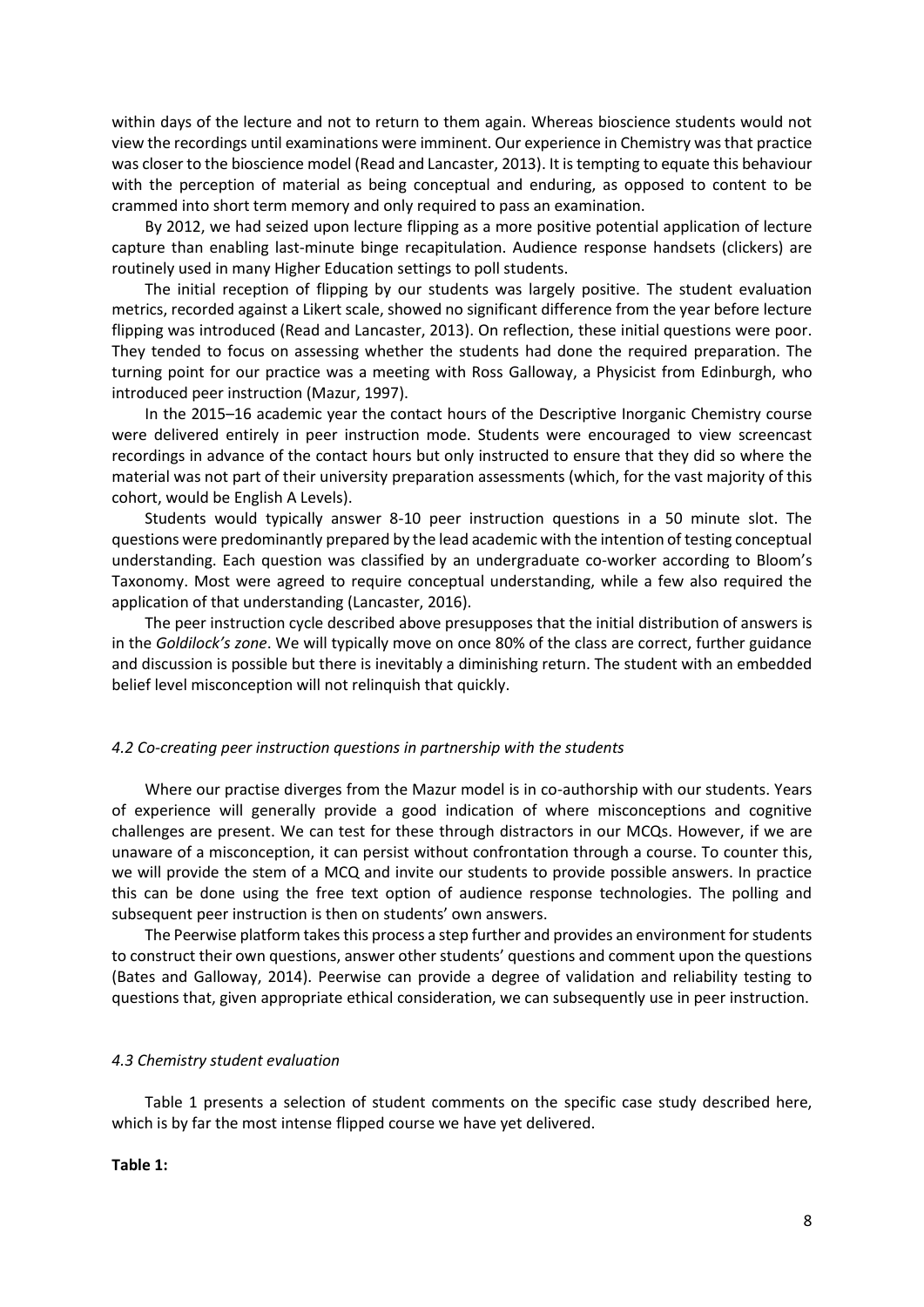within days of the lecture and not to return to them again. Whereas bioscience students would not view the recordings until examinations were imminent. Our experience in Chemistry was that practice was closer to the bioscience model (Read and Lancaster, 2013). It is tempting to equate this behaviour with the perception of material as being conceptual and enduring, as opposed to content to be crammed into short term memory and only required to pass an examination.

By 2012, we had seized upon lecture flipping as a more positive potential application of lecture capture than enabling last-minute binge recapitulation. Audience response handsets (clickers) are routinely used in many Higher Education settings to poll students.

The initial reception of flipping by our students was largely positive. The student evaluation metrics, recorded against a Likert scale, showed no significant difference from the year before lecture flipping was introduced (Read and Lancaster, 2013). On reflection, these initial questions were poor. They tended to focus on assessing whether the students had done the required preparation. The turning point for our practice was a meeting with Ross Galloway, a Physicist from Edinburgh, who introduced peer instruction (Mazur, 1997).

In the 2015–16 academic year the contact hours of the Descriptive Inorganic Chemistry course were delivered entirely in peer instruction mode. Students were encouraged to view screencast recordings in advance of the contact hours but only instructed to ensure that they did so where the material was not part of their university preparation assessments (which, for the vast majority of this cohort, would be English A Levels).

Students would typically answer 8-10 peer instruction questions in a 50 minute slot. The questions were predominantly prepared by the lead academic with the intention of testing conceptual understanding. Each question was classified by an undergraduate co-worker according to Bloom's Taxonomy. Most were agreed to require conceptual understanding, while a few also required the application of that understanding (Lancaster, 2016).

The peer instruction cycle described above presupposes that the initial distribution of answers is in the *Goldilock's zone*. We will typically move on once 80% of the class are correct, further guidance and discussion is possible but there is inevitably a diminishing return. The student with an embedded belief level misconception will not relinquish that quickly.

### *4.2 Co-creating peer instruction questions in partnership with the students*

Where our practise diverges from the Mazur model is in co-authorship with our students. Years of experience will generally provide a good indication of where misconceptions and cognitive challenges are present. We can test for these through distractors in our MCQs. However, if we are unaware of a misconception, it can persist without confrontation through a course. To counter this, we will provide the stem of a MCQ and invite our students to provide possible answers. In practice this can be done using the free text option of audience response technologies. The polling and subsequent peer instruction is then on students' own answers.

The Peerwise platform takes this process a step further and provides an environment for students to construct their own questions, answer other students' questions and comment upon the questions (Bates and Galloway, 2014). Peerwise can provide a degree of validation and reliability testing to questions that, given appropriate ethical consideration, we can subsequently use in peer instruction.

### *4.3 Chemistry student evaluation*

Table 1 presents a selection of student comments on the specific case study described here, which is by far the most intense flipped course we have yet delivered.

**Table 1:**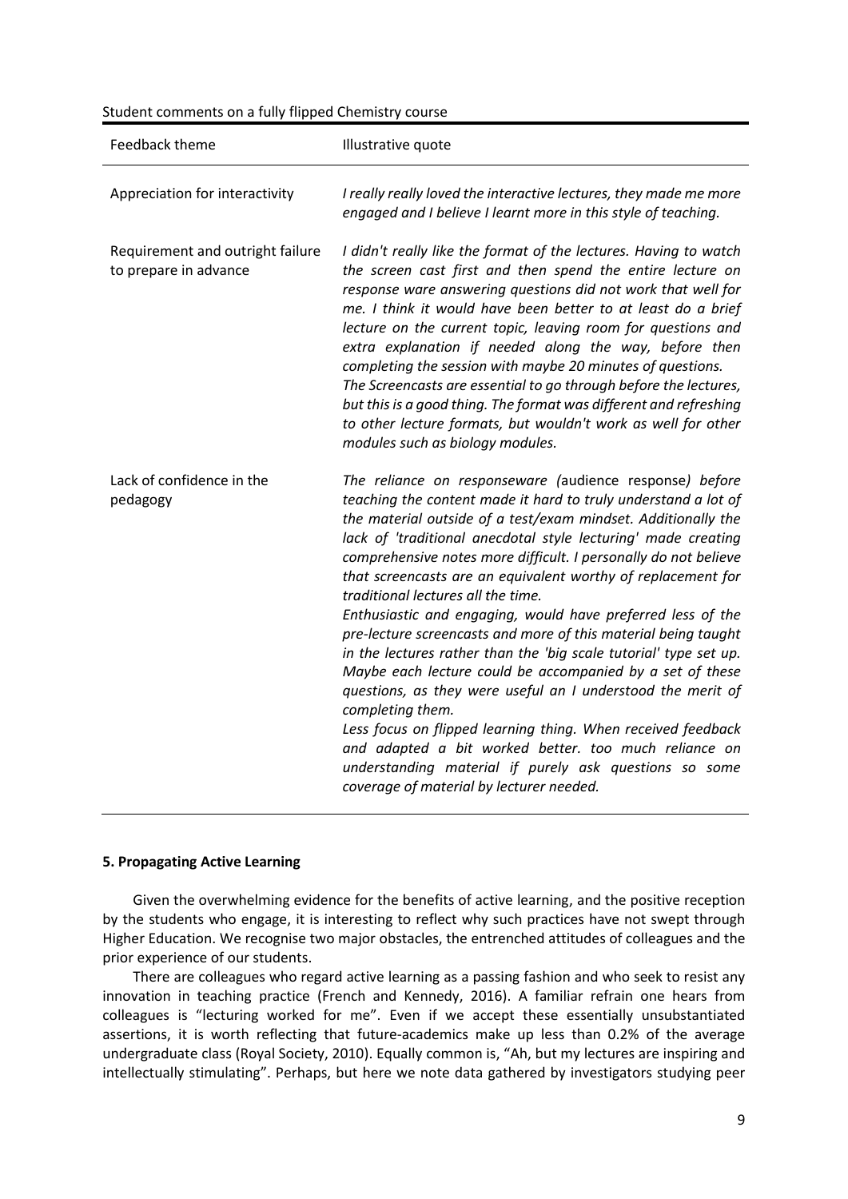Student comments on a fully flipped Chemistry course

| Feedback theme | Illustrative quote |
|---|---|
| Appreciation for interactivity | *I really really loved the interactive lectures, they made me more engaged and I believe I learnt more in this style of teaching.* |
| Requirement and outright failure to prepare in advance | *I didn't really like the format of the lectures. Having to watch the screen cast first and then spend the entire lecture on response ware answering questions did not work that well for me. I think it would have been better to at least do a brief lecture on the current topic, leaving room for questions and extra explanation if needed along the way, before then completing the session with maybe 20 minutes of questions.* <br> *The Screencasts are essential to go through before the lectures, but this is a good thing. The format was different and refreshing to other lecture formats, but wouldn't work as well for other modules such as biology modules.* |
| Lack of confidence in the pedagogy | *The reliance on responseware (*audience response*) before teaching the content made it hard to truly understand a lot of the material outside of a test/exam mindset. Additionally the lack of 'traditional anecdotal style lecturing' made creating comprehensive notes more difficult. I personally do not believe that screencasts are an equivalent worthy of replacement for traditional lectures all the time.* <br> *Enthusiastic and engaging, would have preferred less of the pre-lecture screencasts and more of this material being taught in the lectures rather than the 'big scale tutorial' type set up. Maybe each lecture could be accompanied by a set of these questions, as they were useful an I understood the merit of completing them.* <br> *Less focus on flipped learning thing. When received feedback and adapted a bit worked better. too much reliance on understanding material if purely ask questions so some coverage of material by lecturer needed.* |

## 5. Propagating Active Learning

Given the overwhelming evidence for the benefits of active learning, and the positive reception by the students who engage, it is interesting to reflect why such practices have not swept through Higher Education. We recognise two major obstacles, the entrenched attitudes of colleagues and the prior experience of our students.

There are colleagues who regard active learning as a passing fashion and who seek to resist any innovation in teaching practice (French and Kennedy, 2016). A familiar refrain one hears from colleagues is "lecturing worked for me". Even if we accept these essentially unsubstantiated assertions, it is worth reflecting that future-academics make up less than 0.2% of the average undergraduate class (Royal Society, 2010). Equally common is, "Ah, but my lectures are inspiring and intellectually stimulating". Perhaps, but here we note data gathered by investigators studying peer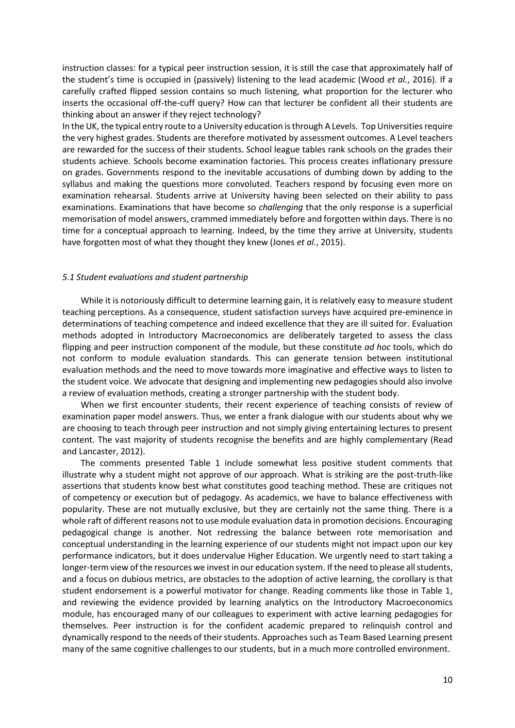instruction classes: for a typical peer instruction session, it is still the case that approximately half of the student's time is occupied in (passively) listening to the lead academic (Wood *et al.*, 2016). If a carefully crafted flipped session contains so much listening, what proportion for the lecturer who inserts the occasional off-the-cuff query? How can that lecturer be confident all their students are thinking about an answer if they reject technology?

In the UK, the typical entry route to a University education is through A Levels. Top Universities require the very highest grades. Students are therefore motivated by assessment outcomes. A Level teachers are rewarded for the success of their students. School league tables rank schools on the grades their students achieve. Schools become examination factories. This process creates inflationary pressure on grades. Governments respond to the inevitable accusations of dumbing down by adding to the syllabus and making the questions more convoluted. Teachers respond by focusing even more on examination rehearsal. Students arrive at University having been selected on their ability to pass examinations. Examinations that have become so *challenging* that the only response is a superficial memorisation of model answers, crammed immediately before and forgotten within days. There is no time for a conceptual approach to learning. Indeed, by the time they arrive at University, students have forgotten most of what they thought they knew (Jones *et al.*, 2015).

### *5.1 Student evaluations and student partnership*

While it is notoriously difficult to determine learning gain, it is relatively easy to measure student teaching perceptions. As a consequence, student satisfaction surveys have acquired pre-eminence in determinations of teaching competence and indeed excellence that they are ill suited for. Evaluation methods adopted in Introductory Macroeconomics are deliberately targeted to assess the class flipping and peer instruction component of the module, but these constitute *ad hoc* tools, which do not conform to module evaluation standards. This can generate tension between institutional evaluation methods and the need to move towards more imaginative and effective ways to listen to the student voice. We advocate that designing and implementing new pedagogies should also involve a review of evaluation methods, creating a stronger partnership with the student body.

When we first encounter students, their recent experience of teaching consists of review of examination paper model answers. Thus, we enter a frank dialogue with our students about why we are choosing to teach through peer instruction and not simply giving entertaining lectures to present content. The vast majority of students recognise the benefits and are highly complementary (Read and Lancaster, 2012).

The comments presented Table 1 include somewhat less positive student comments that illustrate why a student might not approve of our approach. What is striking are the post-truth-like assertions that students know best what constitutes good teaching method. These are critiques not of competency or execution but of pedagogy. As academics, we have to balance effectiveness with popularity. These are not mutually exclusive, but they are certainly not the same thing. There is a whole raft of different reasons not to use module evaluation data in promotion decisions. Encouraging pedagogical change is another. Not redressing the balance between rote memorisation and conceptual understanding in the learning experience of our students might not impact upon our key performance indicators, but it does undervalue Higher Education. We urgently need to start taking a longer-term view of the resources we invest in our education system. If the need to please all students, and a focus on dubious metrics, are obstacles to the adoption of active learning, the corollary is that student endorsement is a powerful motivator for change. Reading comments like those in Table 1, and reviewing the evidence provided by learning analytics on the Introductory Macroeconomics module, has encouraged many of our colleagues to experiment with active learning pedagogies for themselves. Peer instruction is for the confident academic prepared to relinquish control and dynamically respond to the needs of their students. Approaches such as Team Based Learning present many of the same cognitive challenges to our students, but in a much more controlled environment.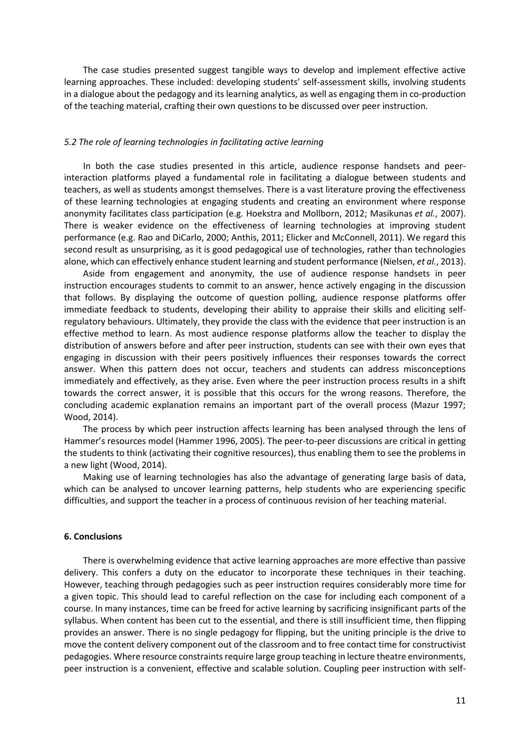The case studies presented suggest tangible ways to develop and implement effective active learning approaches. These included: developing students' self-assessment skills, involving students in a dialogue about the pedagogy and its learning analytics, as well as engaging them in co-production of the teaching material, crafting their own questions to be discussed over peer instruction.

### *5.2 The role of learning technologies in facilitating active learning*

In both the case studies presented in this article, audience response handsets and peer-interaction platforms played a fundamental role in facilitating a dialogue between students and teachers, as well as students amongst themselves. There is a vast literature proving the effectiveness of these learning technologies at engaging students and creating an environment where response anonymity facilitates class participation (e.g. Hoekstra and Mollborn, 2012; Masikunas *et al.*, 2007). There is weaker evidence on the effectiveness of learning technologies at improving student performance (e.g. Rao and DiCarlo, 2000; Anthis, 2011; Elicker and McConnell, 2011). We regard this second result as unsurprising, as it is good pedagogical use of technologies, rather than technologies alone, which can effectively enhance student learning and student performance (Nielsen, *et al.*, 2013).

Aside from engagement and anonymity, the use of audience response handsets in peer instruction encourages students to commit to an answer, hence actively engaging in the discussion that follows. By displaying the outcome of question polling, audience response platforms offer immediate feedback to students, developing their ability to appraise their skills and eliciting self-regulatory behaviours. Ultimately, they provide the class with the evidence that peer instruction is an effective method to learn. As most audience response platforms allow the teacher to display the distribution of answers before and after peer instruction, students can see with their own eyes that engaging in discussion with their peers positively influences their responses towards the correct answer. When this pattern does not occur, teachers and students can address misconceptions immediately and effectively, as they arise. Even where the peer instruction process results in a shift towards the correct answer, it is possible that this occurs for the wrong reasons. Therefore, the concluding academic explanation remains an important part of the overall process (Mazur 1997; Wood, 2014).

The process by which peer instruction affects learning has been analysed through the lens of Hammer's resources model (Hammer 1996, 2005). The peer-to-peer discussions are critical in getting the students to think (activating their cognitive resources), thus enabling them to see the problems in a new light (Wood, 2014).

Making use of learning technologies has also the advantage of generating large basis of data, which can be analysed to uncover learning patterns, help students who are experiencing specific difficulties, and support the teacher in a process of continuous revision of her teaching material.

## 6. Conclusions

There is overwhelming evidence that active learning approaches are more effective than passive delivery. This confers a duty on the educator to incorporate these techniques in their teaching. However, teaching through pedagogies such as peer instruction requires considerably more time for a given topic. This should lead to careful reflection on the case for including each component of a course. In many instances, time can be freed for active learning by sacrificing insignificant parts of the syllabus. When content has been cut to the essential, and there is still insufficient time, then flipping provides an answer. There is no single pedagogy for flipping, but the uniting principle is the drive to move the content delivery component out of the classroom and to free contact time for constructivist pedagogies. Where resource constraints require large group teaching in lecture theatre environments, peer instruction is a convenient, effective and scalable solution. Coupling peer instruction with self-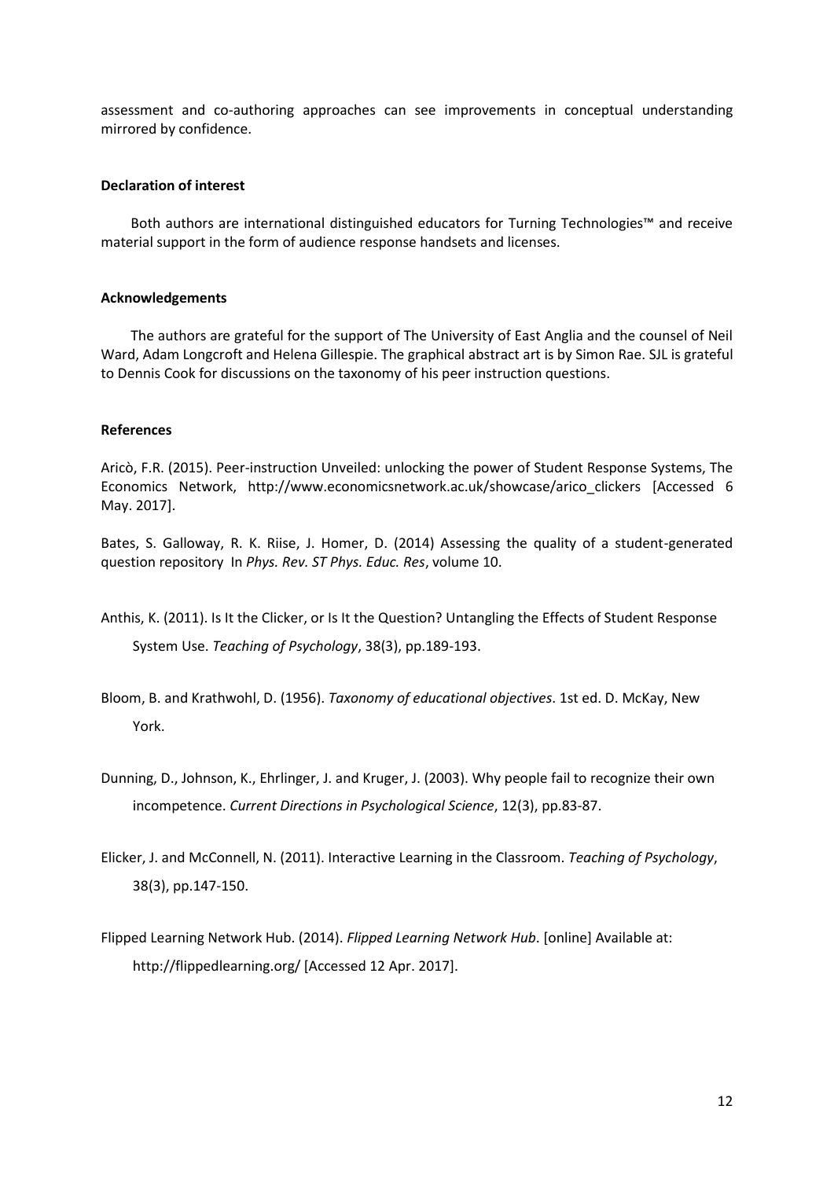assessment and co-authoring approaches can see improvements in conceptual understanding mirrored by confidence.

**Declaration of interest**

Both authors are international distinguished educators for Turning Technologies™ and receive material support in the form of audience response handsets and licenses.

**Acknowledgements**

The authors are grateful for the support of The University of East Anglia and the counsel of Neil Ward, Adam Longcroft and Helena Gillespie. The graphical abstract art is by Simon Rae. SJL is grateful to Dennis Cook for discussions on the taxonomy of his peer instruction questions.

**References**

Aricò, F.R. (2015). Peer-instruction Unveiled: unlocking the power of Student Response Systems, The Economics Network, http://www.economicsnetwork.ac.uk/showcase/arico_clickers [Accessed 6 May. 2017].

Bates, S. Galloway, R. K. Riise, J. Homer, D. (2014) Assessing the quality of a student-generated question repository In *Phys. Rev. ST Phys. Educ. Res*, volume 10.

Anthis, K. (2011). Is It the Clicker, or Is It the Question? Untangling the Effects of Student Response System Use. *Teaching of Psychology*, 38(3), pp.189-193.

Bloom, B. and Krathwohl, D. (1956). *Taxonomy of educational objectives*. 1st ed. D. McKay, New York.

Dunning, D., Johnson, K., Ehrlinger, J. and Kruger, J. (2003). Why people fail to recognize their own incompetence. *Current Directions in Psychological Science*, 12(3), pp.83-87.

Elicker, J. and McConnell, N. (2011). Interactive Learning in the Classroom. *Teaching of Psychology*, 38(3), pp.147-150.

Flipped Learning Network Hub. (2014). *Flipped Learning Network Hub*. [online] Available at: http://flippedlearning.org/ [Accessed 12 Apr. 2017].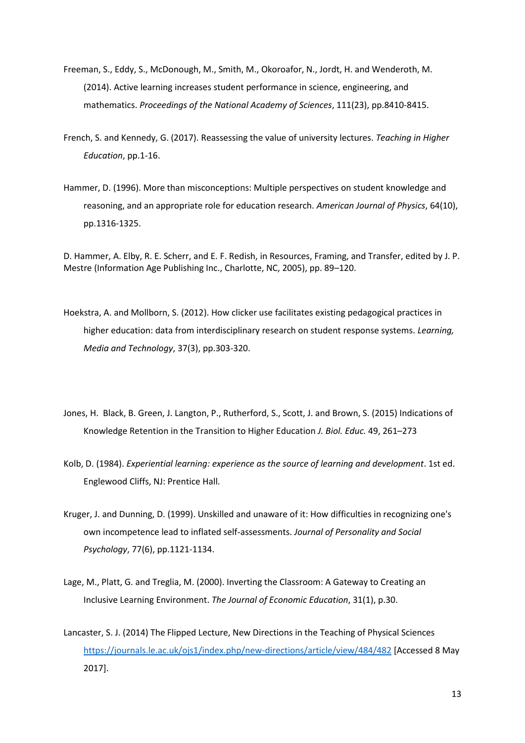Freeman, S., Eddy, S., McDonough, M., Smith, M., Okoroafor, N., Jordt, H. and Wenderoth, M. (2014). Active learning increases student performance in science, engineering, and mathematics. *Proceedings of the National Academy of Sciences*, 111(23), pp.8410-8415.

French, S. and Kennedy, G. (2017). Reassessing the value of university lectures. *Teaching in Higher Education*, pp.1-16.

Hammer, D. (1996). More than misconceptions: Multiple perspectives on student knowledge and reasoning, and an appropriate role for education research. *American Journal of Physics*, 64(10), pp.1316-1325.

D. Hammer, A. Elby, R. E. Scherr, and E. F. Redish, in Resources, Framing, and Transfer, edited by J. P. Mestre (Information Age Publishing Inc., Charlotte, NC, 2005), pp. 89–120.

Hoekstra, A. and Mollborn, S. (2012). How clicker use facilitates existing pedagogical practices in higher education: data from interdisciplinary research on student response systems. *Learning, Media and Technology*, 37(3), pp.303-320.

Jones, H. Black, B. Green, J. Langton, P., Rutherford, S., Scott, J. and Brown, S. (2015) Indications of Knowledge Retention in the Transition to Higher Education *J. Biol. Educ.* 49, 261–273

Kolb, D. (1984). *Experiential learning: experience as the source of learning and development*. 1st ed. Englewood Cliffs, NJ: Prentice Hall.

Kruger, J. and Dunning, D. (1999). Unskilled and unaware of it: How difficulties in recognizing one's own incompetence lead to inflated self-assessments. *Journal of Personality and Social Psychology*, 77(6), pp.1121-1134.

Lage, M., Platt, G. and Treglia, M. (2000). Inverting the Classroom: A Gateway to Creating an Inclusive Learning Environment. *The Journal of Economic Education*, 31(1), p.30.

Lancaster, S. J. (2014) The Flipped Lecture, New Directions in the Teaching of Physical Sciences https://journals.le.ac.uk/ojs1/index.php/new-directions/article/view/484/482 [Accessed 8 May 2017].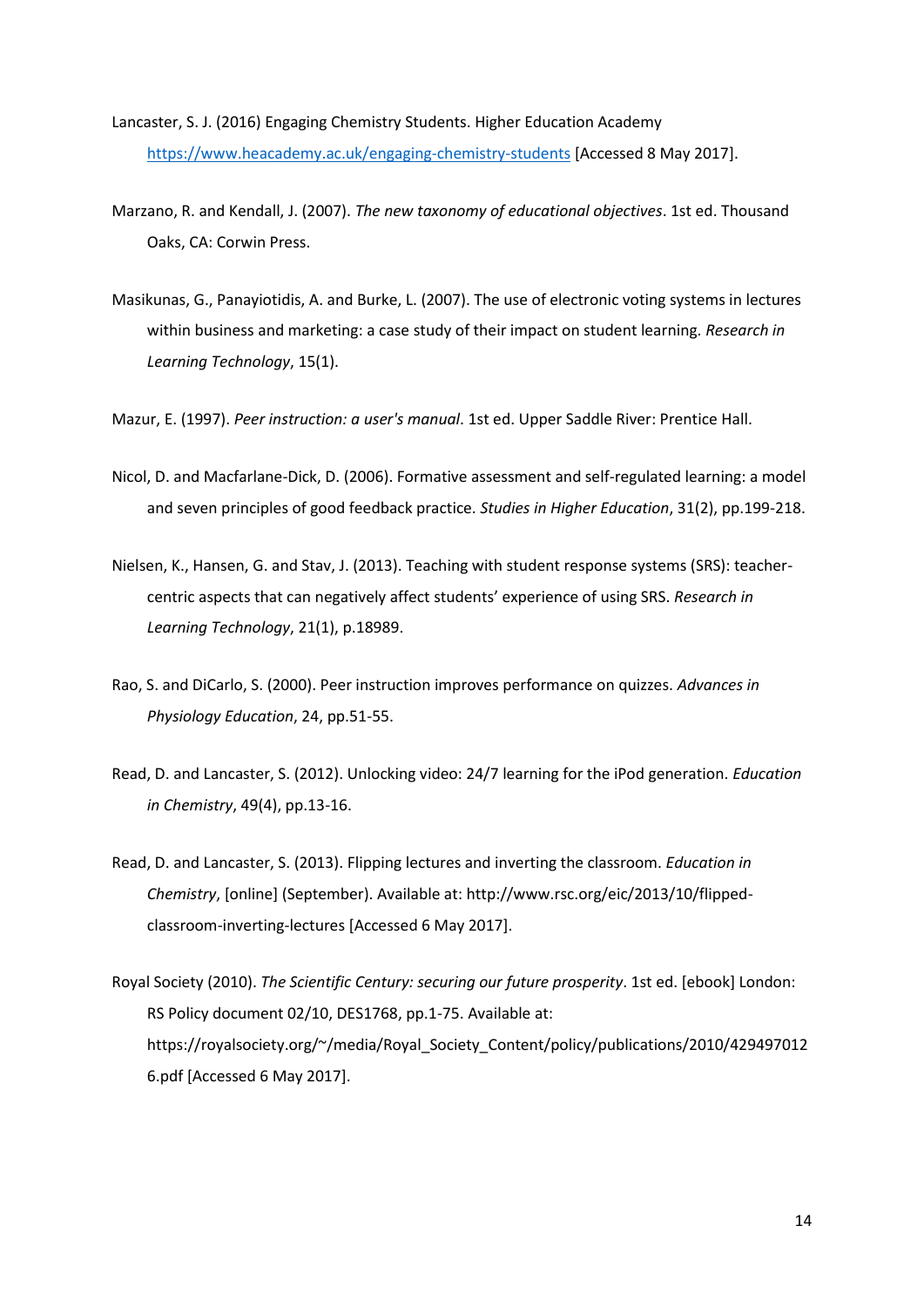Lancaster, S. J. (2016) Engaging Chemistry Students. Higher Education Academy https://www.heacademy.ac.uk/engaging-chemistry-students [Accessed 8 May 2017].

Marzano, R. and Kendall, J. (2007). *The new taxonomy of educational objectives*. 1st ed. Thousand Oaks, CA: Corwin Press.

Masikunas, G., Panayiotidis, A. and Burke, L. (2007). The use of electronic voting systems in lectures within business and marketing: a case study of their impact on student learning. *Research in Learning Technology*, 15(1).

Mazur, E. (1997). *Peer instruction: a user's manual*. 1st ed. Upper Saddle River: Prentice Hall.

Nicol, D. and Macfarlane-Dick, D. (2006). Formative assessment and self-regulated learning: a model and seven principles of good feedback practice. *Studies in Higher Education*, 31(2), pp.199-218.

Nielsen, K., Hansen, G. and Stav, J. (2013). Teaching with student response systems (SRS): teacher-centric aspects that can negatively affect students' experience of using SRS. *Research in Learning Technology*, 21(1), p.18989.

Rao, S. and DiCarlo, S. (2000). Peer instruction improves performance on quizzes. *Advances in Physiology Education*, 24, pp.51-55.

Read, D. and Lancaster, S. (2012). Unlocking video: 24/7 learning for the iPod generation. *Education in Chemistry*, 49(4), pp.13-16.

Read, D. and Lancaster, S. (2013). Flipping lectures and inverting the classroom. *Education in Chemistry*, [online] (September). Available at: http://www.rsc.org/eic/2013/10/flipped-classroom-inverting-lectures [Accessed 6 May 2017].

Royal Society (2010). *The Scientific Century: securing our future prosperity*. 1st ed. [ebook] London: RS Policy document 02/10, DES1768, pp.1-75. Available at: https://royalsociety.org/~/media/Royal_Society_Content/policy/publications/2010/4294970126.pdf [Accessed 6 May 2017].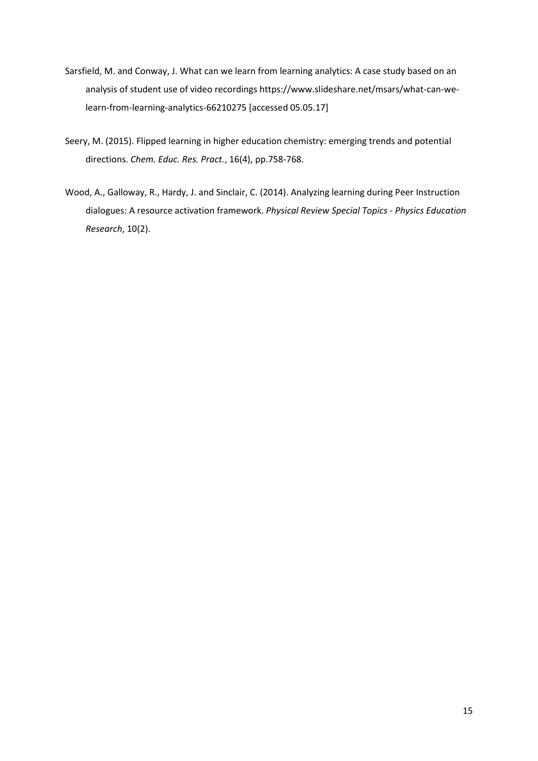Sarsfield, M. and Conway, J. What can we learn from learning analytics: A case study based on an analysis of student use of video recordings https://www.slideshare.net/msars/what-can-we-learn-from-learning-analytics-66210275 [accessed 05.05.17]

Seery, M. (2015). Flipped learning in higher education chemistry: emerging trends and potential directions. *Chem. Educ. Res. Pract.*, 16(4), pp.758-768.

Wood, A., Galloway, R., Hardy, J. and Sinclair, C. (2014). Analyzing learning during Peer Instruction dialogues: A resource activation framework. *Physical Review Special Topics - Physics Education Research*, 10(2).